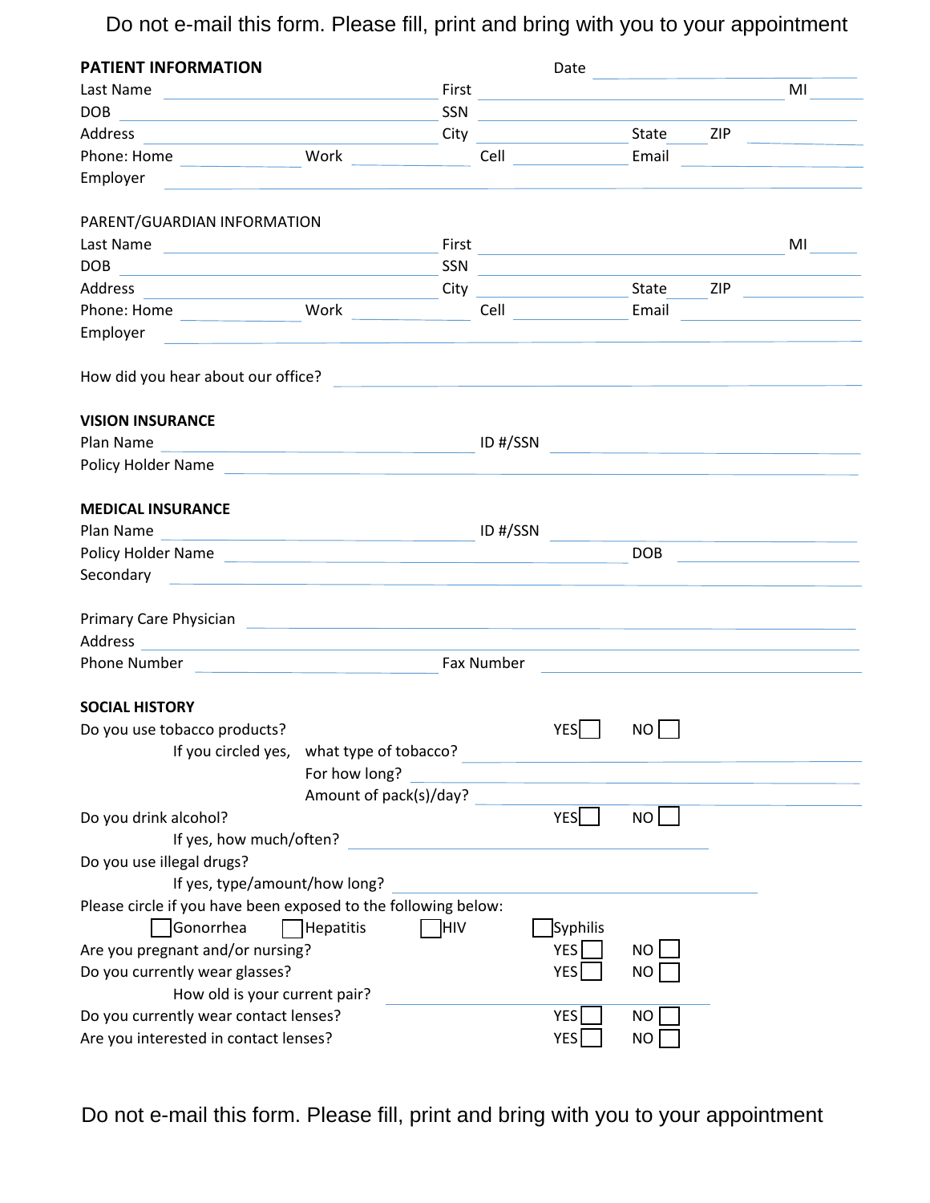Do not e-mail this form. Please fill, print and bring with you to your appointment

## PATIENT INFORMATION

Date ______________________

Last Name ______________________ First ______________________ MI ______

DOB ______________________ SSN ______________________

Address ______________________ City ______________ State ______ ZIP ______________

Phone: Home ______________ Work ______________ Cell ______________ Email ______________

Employer ______________________________________________

PARENT/GUARDIAN INFORMATION

Last Name ______________________ First ______________________ MI ______

DOB ______________________ SSN ______________________

Address ______________________ City ______________ State ______ ZIP ______________

Phone: Home ______________ Work ______________ Cell ______________ Email ______________

Employer ______________________________________________

How did you hear about our office? ______________________________________________

## VISION INSURANCE

Plan Name ______________________ ID #/SSN ______________________

Policy Holder Name ______________________________________________

## MEDICAL INSURANCE

Plan Name ______________________ ID #/SSN ______________________

Policy Holder Name ______________________ DOB ______________________

Secondary ______________________________________________

Primary Care Physician ______________________________________________

Address ______________________________________________

Phone Number ______________________ Fax Number ______________________

## SOCIAL HISTORY

Do you use tobacco products? YES ☐ NO ☐

If you circled yes, what type of tobacco? ______________________

For how long? ______________________

Amount of pack(s)/day? ______________________

Do you drink alcohol? YES ☐ NO ☐

If yes, how much/often? ______________________

Do you use illegal drugs?

If yes, type/amount/how long? ______________________

Please circle if you have been exposed to the following below:

☐ Gonorrhea ☐ Hepatitis ☐ HIV ☐ Syphilis

Are you pregnant and/or nursing? YES ☐ NO ☐

Do you currently wear glasses? YES ☐ NO ☐

How old is your current pair? ______________________

Do you currently wear contact lenses? YES ☐ NO ☐

Are you interested in contact lenses? YES ☐ NO ☐

Do not e-mail this form. Please fill, print and bring with you to your appointment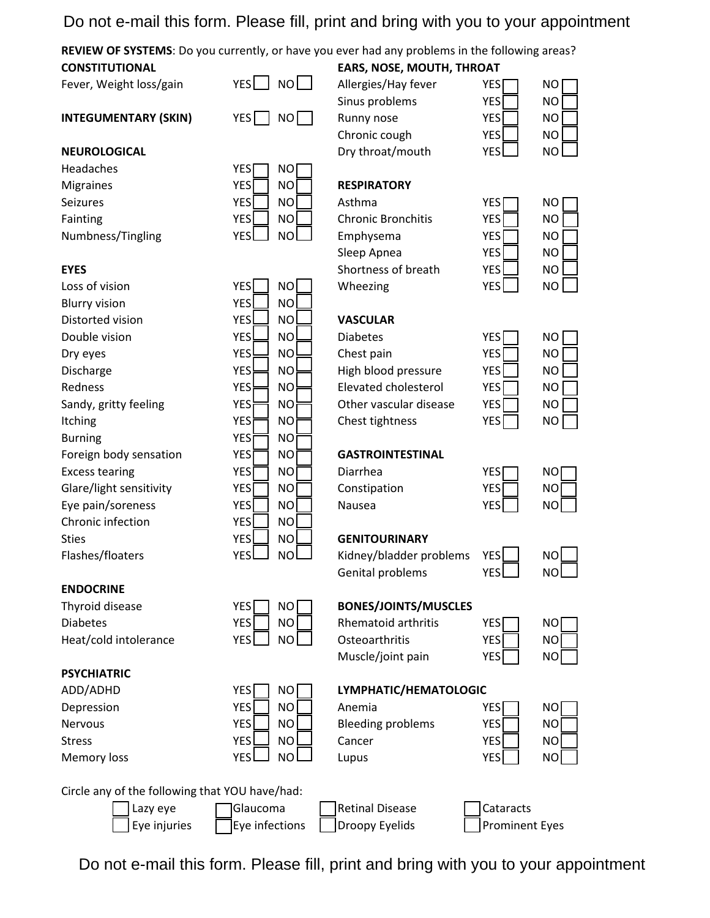Do not e-mail this form. Please fill, print and bring with you to your appointment

**REVIEW OF SYSTEMS**: Do you currently, or have you ever had any problems in the following areas?

**CONSTITUTIONAL**

| | | |
|---|---|---|
| Fever, Weight loss/gain | YES ☐ | NO ☐ |

**INTEGUMENTARY (SKIN)** YES ☐ NO ☐

**NEUROLOGICAL**

| | | |
|---|---|---|
| Headaches | YES ☐ | NO ☐ |
| Migraines | YES ☐ | NO ☐ |
| Seizures | YES ☐ | NO ☐ |
| Fainting | YES ☐ | NO ☐ |
| Numbness/Tingling | YES ☐ | NO ☐ |

**EYES**

| | | |
|---|---|---|
| Loss of vision | YES ☐ | NO ☐ |
| Blurry vision | YES ☐ | NO ☐ |
| Distorted vision | YES ☐ | NO ☐ |
| Double vision | YES ☐ | NO ☐ |
| Dry eyes | YES ☐ | NO ☐ |
| Discharge | YES ☐ | NO ☐ |
| Redness | YES ☐ | NO ☐ |
| Sandy, gritty feeling | YES ☐ | NO ☐ |
| Itching | YES ☐ | NO ☐ |
| Burning | YES ☐ | NO ☐ |
| Foreign body sensation | YES ☐ | NO ☐ |
| Excess tearing | YES ☐ | NO ☐ |
| Glare/light sensitivity | YES ☐ | NO ☐ |
| Eye pain/soreness | YES ☐ | NO ☐ |
| Chronic infection | YES ☐ | NO ☐ |
| Sties | YES ☐ | NO ☐ |
| Flashes/floaters | YES ☐ | NO ☐ |

**ENDOCRINE**

| | | |
|---|---|---|
| Thyroid disease | YES ☐ | NO ☐ |
| Diabetes | YES ☐ | NO ☐ |
| Heat/cold intolerance | YES ☐ | NO ☐ |

**PSYCHIATRIC**

| | | |
|---|---|---|
| ADD/ADHD | YES ☐ | NO ☐ |
| Depression | YES ☐ | NO ☐ |
| Nervous | YES ☐ | NO ☐ |
| Stress | YES ☐ | NO ☐ |
| Memory loss | YES ☐ | NO ☐ |

**EARS, NOSE, MOUTH, THROAT**

| | | |
|---|---|---|
| Allergies/Hay fever | YES ☐ | NO ☐ |
| Sinus problems | YES ☐ | NO ☐ |
| Runny nose | YES ☐ | NO ☐ |
| Chronic cough | YES ☐ | NO ☐ |
| Dry throat/mouth | YES ☐ | NO ☐ |

**RESPIRATORY**

| | | |
|---|---|---|
| Asthma | YES ☐ | NO ☐ |
| Chronic Bronchitis | YES ☐ | NO ☐ |
| Emphysema | YES ☐ | NO ☐ |
| Sleep Apnea | YES ☐ | NO ☐ |
| Shortness of breath | YES ☐ | NO ☐ |
| Wheezing | YES ☐ | NO ☐ |

**VASCULAR**

| | | |
|---|---|---|
| Diabetes | YES ☐ | NO ☐ |
| Chest pain | YES ☐ | NO ☐ |
| High blood pressure | YES ☐ | NO ☐ |
| Elevated cholesterol | YES ☐ | NO ☐ |
| Other vascular disease | YES ☐ | NO ☐ |
| Chest tightness | YES ☐ | NO ☐ |

**GASTROINTESTINAL**

| | | |
|---|---|---|
| Diarrhea | YES ☐ | NO ☐ |
| Constipation | YES ☐ | NO ☐ |
| Nausea | YES ☐ | NO ☐ |

**GENITOURINARY**

| | | |
|---|---|---|
| Kidney/bladder problems | YES ☐ | NO ☐ |
| Genital problems | YES ☐ | NO ☐ |

**BONES/JOINTS/MUSCLES**

| | | |
|---|---|---|
| Rhematoid arthritis | YES ☐ | NO ☐ |
| Osteoarthritis | YES ☐ | NO ☐ |
| Muscle/joint pain | YES ☐ | NO ☐ |

**LYMPHATIC/HEMATOLOGIC**

| | | |
|---|---|---|
| Anemia | YES ☐ | NO ☐ |
| Bleeding problems | YES ☐ | NO ☐ |
| Cancer | YES ☐ | NO ☐ |
| Lupus | YES ☐ | NO ☐ |

Circle any of the following that YOU have/had:

| | | | |
|---|---|---|---|
| ☐ Lazy eye | ☐ Glaucoma | ☐ Retinal Disease | ☐ Cataracts |
| ☐ Eye injuries | ☐ Eye infections | ☐ Droopy Eyelids | ☐ Prominent Eyes |

Do not e-mail this form. Please fill, print and bring with you to your appointment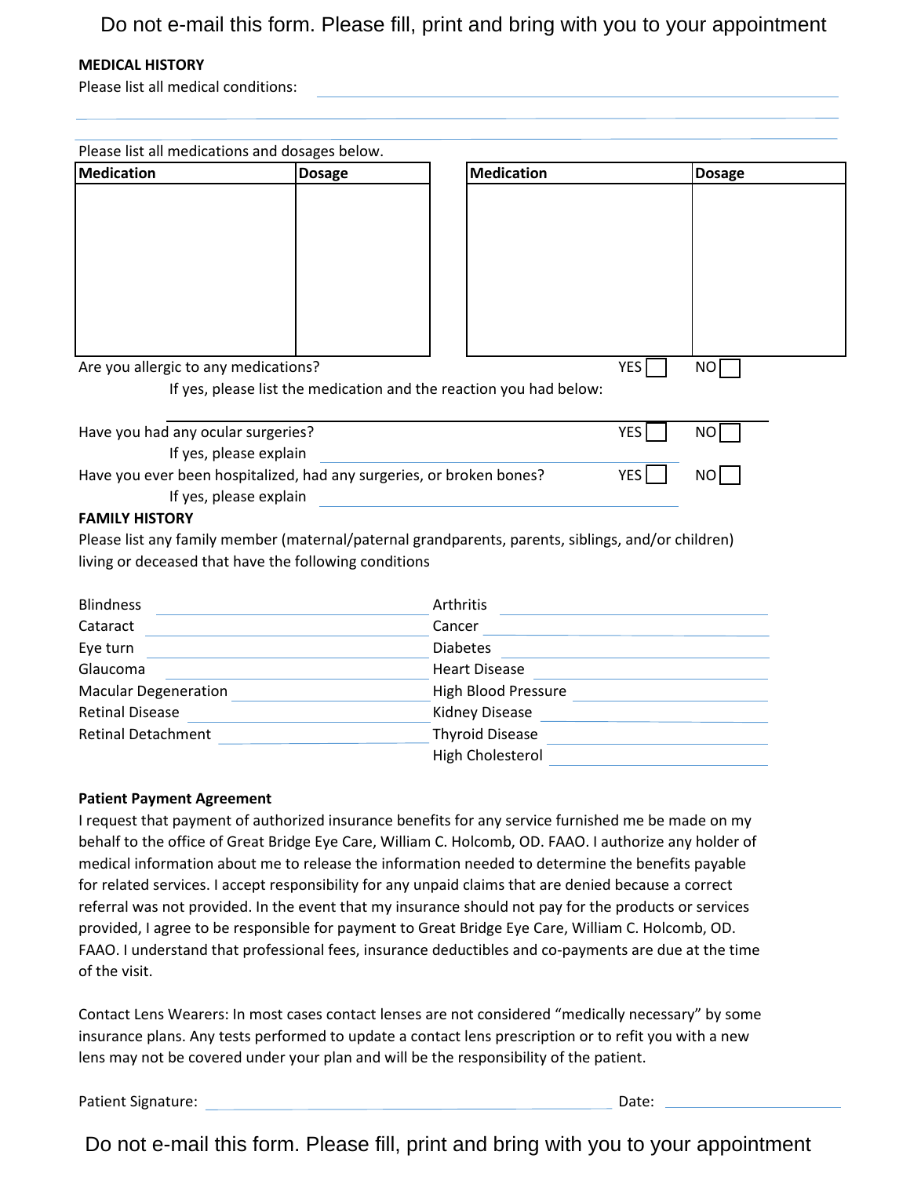Do not e-mail this form. Please fill, print and bring with you to your appointment

**MEDICAL HISTORY**

Please list all medical conditions: ______________________________________________

_____________________________________________________________________________

_____________________________________________________________________________

Please list all medications and dosages below.

| Medication | Dosage | Medication | Dosage |
|---|---|---|---|
| | | | |

Are you allergic to any medications? YES ☐ NO ☐

If yes, please list the medication and the reaction you had below:

_____________________________________________________________________________

Have you had any ocular surgeries? YES ☐ NO ☐

If yes, please explain ______________________________________________

Have you ever been hospitalized, had any surgeries, or broken bones? YES ☐ NO ☐

If yes, please explain ______________________________________________

**FAMILY HISTORY**

Please list any family member (maternal/paternal grandparents, parents, siblings, and/or children) living or deceased that have the following conditions

Blindness ______________________

Cataract ______________________

Eye turn ______________________

Glaucoma ______________________

Macular Degeneration ______________________

Retinal Disease ______________________

Retinal Detachment ______________________

Arthritis ______________________

Cancer ______________________

Diabetes ______________________

Heart Disease ______________________

High Blood Pressure ______________________

Kidney Disease ______________________

Thyroid Disease ______________________

High Cholesterol ______________________

**Patient Payment Agreement**

I request that payment of authorized insurance benefits for any service furnished me be made on my behalf to the office of Great Bridge Eye Care, William C. Holcomb, OD. FAAO. I authorize any holder of medical information about me to release the information needed to determine the benefits payable for related services. I accept responsibility for any unpaid claims that are denied because a correct referral was not provided. In the event that my insurance should not pay for the products or services provided, I agree to be responsible for payment to Great Bridge Eye Care, William C. Holcomb, OD. FAAO. I understand that professional fees, insurance deductibles and co-payments are due at the time of the visit.

Contact Lens Wearers: In most cases contact lenses are not considered "medically necessary" by some insurance plans. Any tests performed to update a contact lens prescription or to refit you with a new lens may not be covered under your plan and will be the responsibility of the patient.

Patient Signature: ______________________________________ Date: ________________

Do not e-mail this form. Please fill, print and bring with you to your appointment